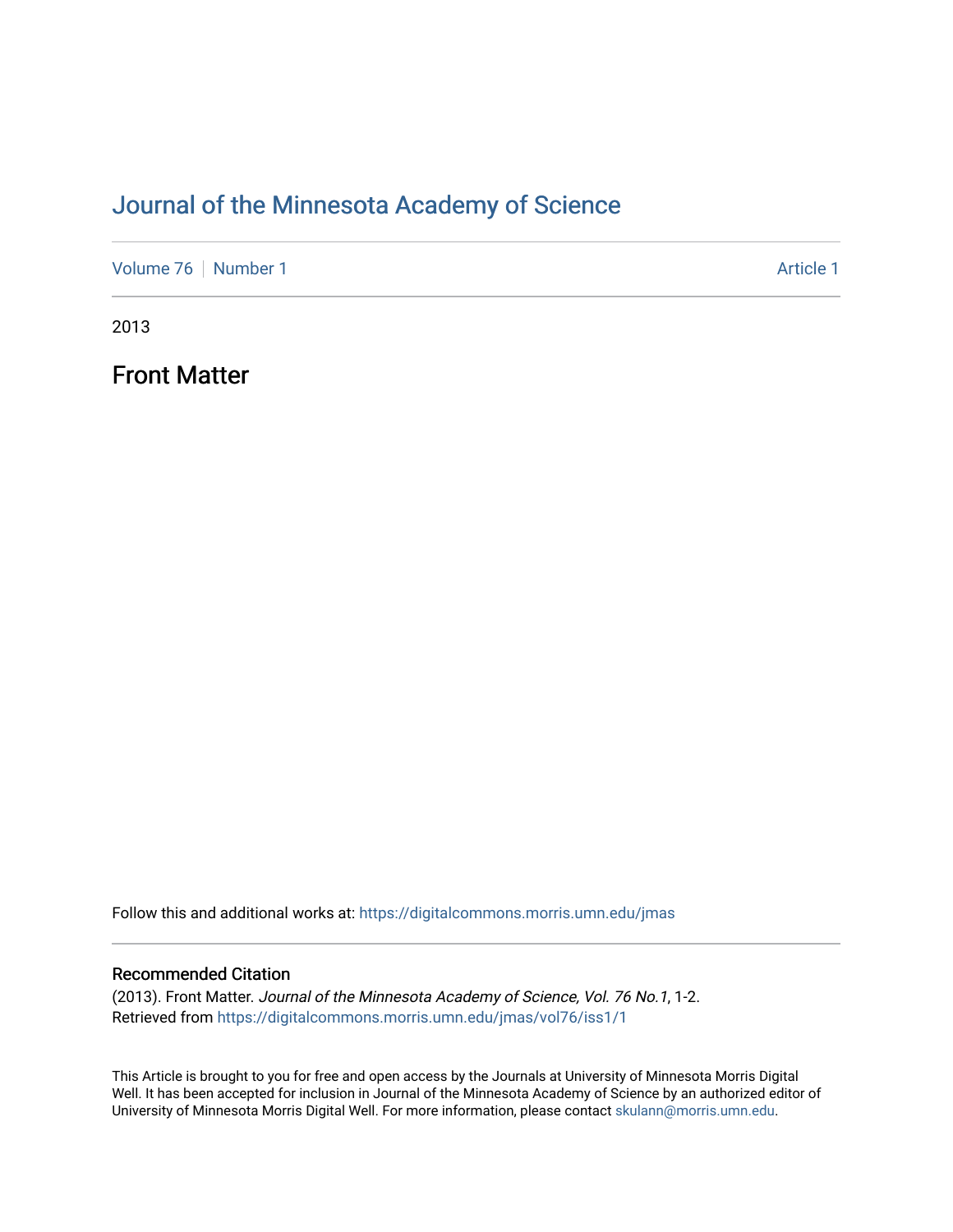# Journal of the Minnesota Academy of Science

Volume 76 | Number 1 Article 1

2013

## Front Matter

Follow this and additional works at: https://digitalcommons.morris.umn.edu/jmas

### Recommended Citation

(2013). Front Matter. *Journal of the Minnesota Academy of Science, Vol. 76 No.1*, 1-2.
Retrieved from https://digitalcommons.morris.umn.edu/jmas/vol76/iss1/1

This Article is brought to you for free and open access by the Journals at University of Minnesota Morris Digital Well. It has been accepted for inclusion in Journal of the Minnesota Academy of Science by an authorized editor of University of Minnesota Morris Digital Well. For more information, please contact skulann@morris.umn.edu.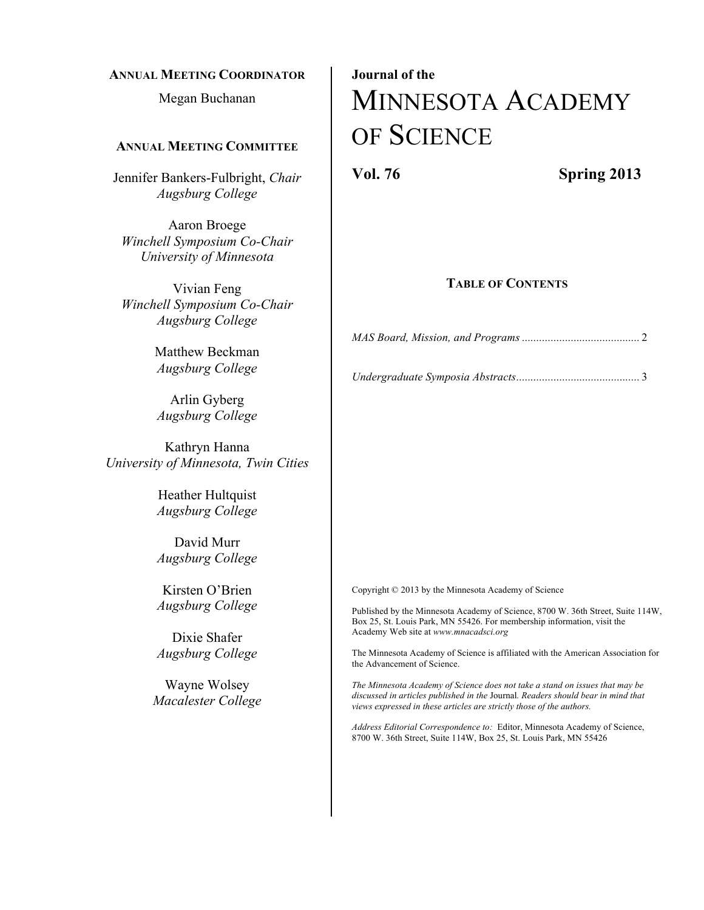**Annual Meeting Coordinator**

Megan Buchanan

**Annual Meeting Committee**

Jennifer Bankers-Fulbright, *Chair*
*Augsburg College*

Aaron Broege
*Winchell Symposium Co-Chair*
*University of Minnesota*

Vivian Feng
*Winchell Symposium Co-Chair*
*Augsburg College*

Matthew Beckman
*Augsburg College*

Arlin Gyberg
*Augsburg College*

Kathryn Hanna
*University of Minnesota, Twin Cities*

Heather Hultquist
*Augsburg College*

David Murr
*Augsburg College*

Kirsten O'Brien
*Augsburg College*

Dixie Shafer
*Augsburg College*

Wayne Wolsey
*Macalester College*

**Journal of the**

# Minnesota Academy of Science

**Vol. 76** **Spring 2013**

**Table of Contents**

*MAS Board, Mission, and Programs* ......................................... 2

*Undergraduate Symposia Abstracts* ........................................... 3

Copyright © 2013 by the Minnesota Academy of Science

Published by the Minnesota Academy of Science, 8700 W. 36th Street, Suite 114W, Box 25, St. Louis Park, MN 55426. For membership information, visit the Academy Web site at *www.mnacadsci.org*

The Minnesota Academy of Science is affiliated with the American Association for the Advancement of Science.

*The Minnesota Academy of Science does not take a stand on issues that may be discussed in articles published in the* Journal*. Readers should bear in mind that views expressed in these articles are strictly those of the authors.*

*Address Editorial Correspondence to:* Editor, Minnesota Academy of Science, 8700 W. 36th Street, Suite 114W, Box 25, St. Louis Park, MN 55426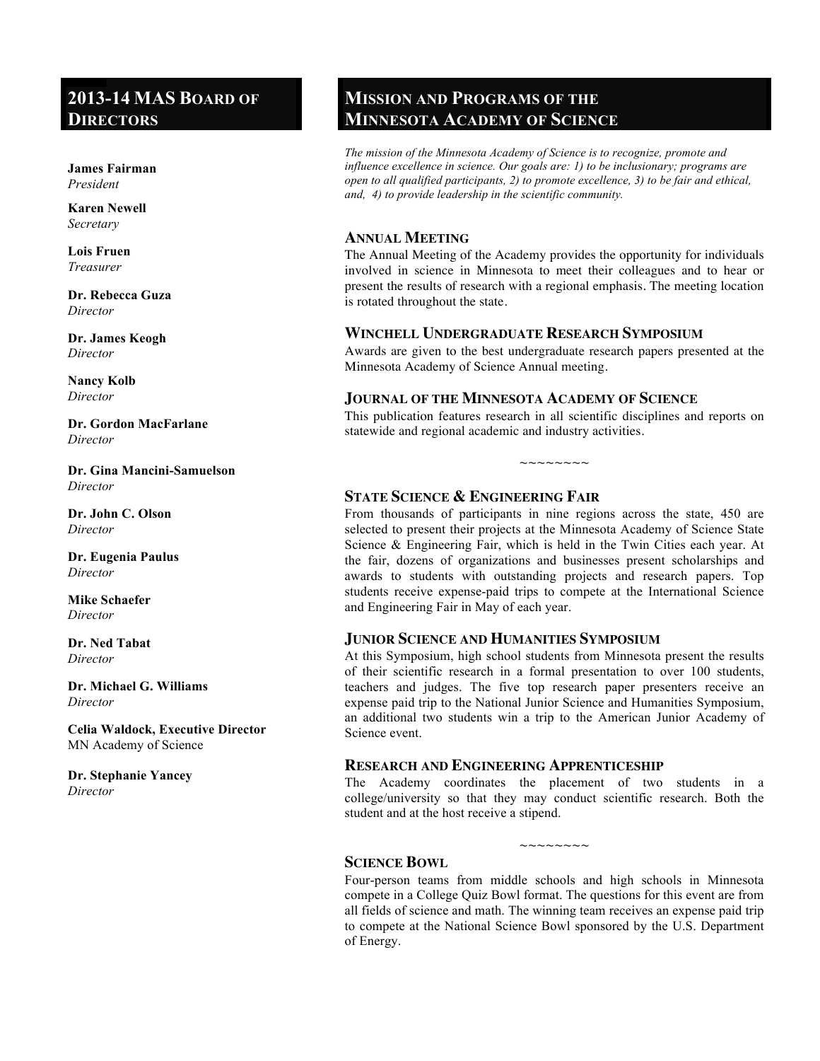## 2013-14 MAS Board of Directors

**James Fairman**
*President*

**Karen Newell**
*Secretary*

**Lois Fruen**
*Treasurer*

**Dr. Rebecca Guza**
*Director*

**Dr. James Keogh**
*Director*

**Nancy Kolb**
*Director*

**Dr. Gordon MacFarlane**
*Director*

**Dr. Gina Mancini-Samuelson**
*Director*

**Dr. John C. Olson**
*Director*

**Dr. Eugenia Paulus**
*Director*

**Mike Schaefer**
*Director*

**Dr. Ned Tabat**
*Director*

**Dr. Michael G. Williams**
*Director*

**Celia Waldock, Executive Director**
MN Academy of Science

**Dr. Stephanie Yancey**
*Director*

## Mission and Programs of the Minnesota Academy of Science

*The mission of the Minnesota Academy of Science is to recognize, promote and influence excellence in science. Our goals are: 1) to be inclusionary; programs are open to all qualified participants, 2) to promote excellence, 3) to be fair and ethical, and, 4) to provide leadership in the scientific community.*

### Annual Meeting

The Annual Meeting of the Academy provides the opportunity for individuals involved in science in Minnesota to meet their colleagues and to hear or present the results of research with a regional emphasis. The meeting location is rotated throughout the state.

### Winchell Undergraduate Research Symposium

Awards are given to the best undergraduate research papers presented at the Minnesota Academy of Science Annual meeting.

### Journal of the Minnesota Academy of Science

This publication features research in all scientific disciplines and reports on statewide and regional academic and industry activities.

~~~~~~~~

### State Science & Engineering Fair

From thousands of participants in nine regions across the state, 450 are selected to present their projects at the Minnesota Academy of Science State Science & Engineering Fair, which is held in the Twin Cities each year. At the fair, dozens of organizations and businesses present scholarships and awards to students with outstanding projects and research papers. Top students receive expense-paid trips to compete at the International Science and Engineering Fair in May of each year.

### Junior Science and Humanities Symposium

At this Symposium, high school students from Minnesota present the results of their scientific research in a formal presentation to over 100 students, teachers and judges. The five top research paper presenters receive an expense paid trip to the National Junior Science and Humanities Symposium, an additional two students win a trip to the American Junior Academy of Science event.

### Research and Engineering Apprenticeship

The Academy coordinates the placement of two students in a college/university so that they may conduct scientific research. Both the student and at the host receive a stipend.

~~~~~~~~

### Science Bowl

Four-person teams from middle schools and high schools in Minnesota compete in a College Quiz Bowl format. The questions for this event are from all fields of science and math. The winning team receives an expense paid trip to compete at the National Science Bowl sponsored by the U.S. Department of Energy.